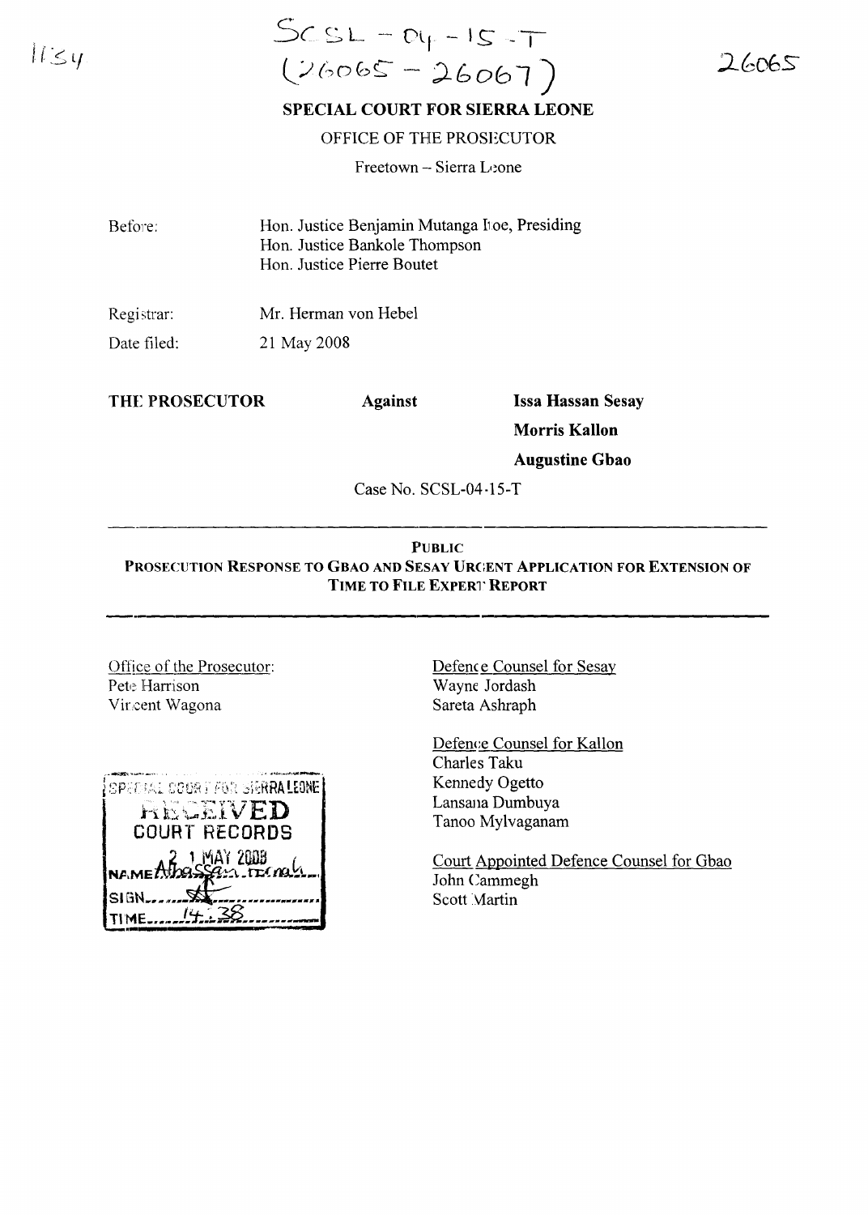SCSL – 04 – 15 – T
(26065 – 26067)

26065

**SPECIAL COURT FOR SIERRA LEONE**

OFFICE OF THE PROSECUTOR

Freetown – Sierra Leone

| | |
|---|---|
| Before: | Hon. Justice Benjamin Mutanga Itoe, Presiding<br>Hon. Justice Bankole Thompson<br>Hon. Justice Pierre Boutet |
| Registrar: | Mr. Herman von Hebel |
| Date filed: | 21 May 2008 |

**THE PROSECUTOR** **Against** **Issa Hassan Sesay**

**Morris Kallon**

**Augustine Gbao**

Case No. SCSL-04-15-T

---

**PUBLIC**

**PROSECUTION RESPONSE TO GBAO AND SESAY URGENT APPLICATION FOR EXTENSION OF TIME TO FILE EXPERT REPORT**

---

Office of the Prosecutor:
Pete Harrison
Vincent Wagona

Defence Counsel for Sesay
Wayne Jordash
Sareta Ashraph

Defence Counsel for Kallon
Charles Taku
Kennedy Ogetto
Lansana Dumbuya
Tanoo Mylvaganam

Court Appointed Defence Counsel for Gbao
John Cammegh
Scott Martin

SPECIAL COURT FOR SIERRA LEONE
RECEIVED
COURT RECORDS
21 MAY 2008
NAME Athassan Temah
SIGN
TIME 14:38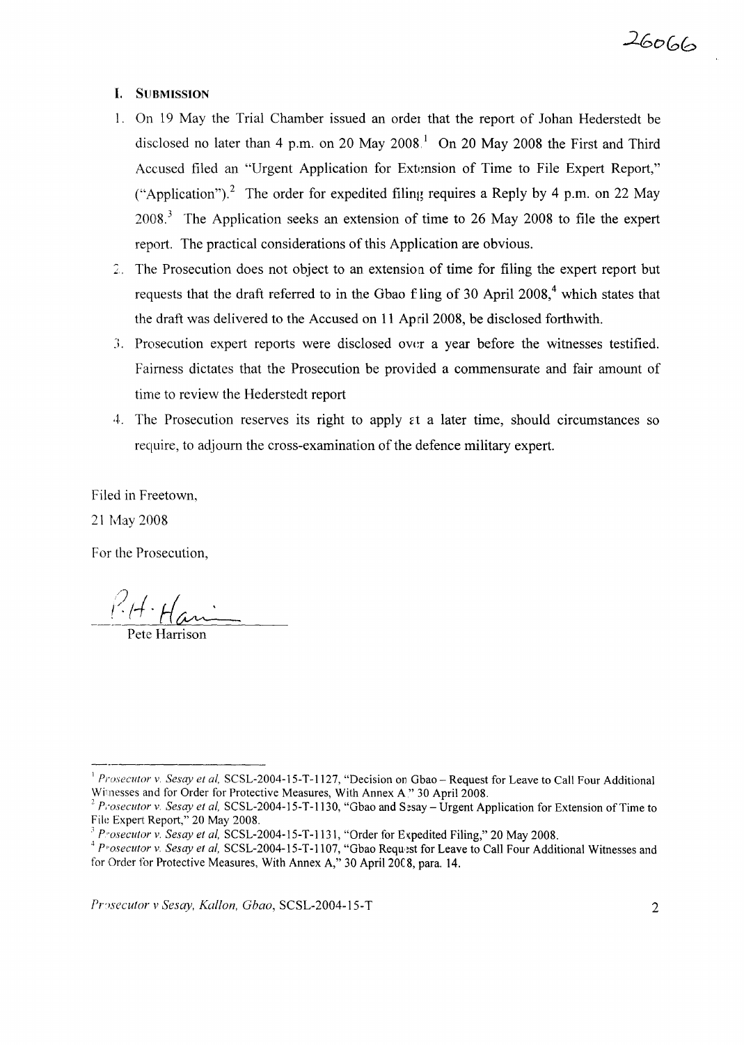## I. SUBMISSION

1. On 19 May the Trial Chamber issued an order that the report of Johan Hederstedt be disclosed no later than 4 p.m. on 20 May 2008.[1] On 20 May 2008 the First and Third Accused filed an "Urgent Application for Extension of Time to File Expert Report," ("Application").[2] The order for expedited filing requires a Reply by 4 p.m. on 22 May 2008.[3] The Application seeks an extension of time to 26 May 2008 to file the expert report. The practical considerations of this Application are obvious.
2. The Prosecution does not object to an extension of time for filing the expert report but requests that the draft referred to in the Gbao filing of 30 April 2008,[4] which states that the draft was delivered to the Accused on 11 April 2008, be disclosed forthwith.
3. Prosecution expert reports were disclosed over a year before the witnesses testified. Fairness dictates that the Prosecution be provided a commensurate and fair amount of time to review the Hederstedt report
4. The Prosecution reserves its right to apply at a later time, should circumstances so require, to adjourn the cross-examination of the defence military expert.

Filed in Freetown,

21 May 2008

For the Prosecution,

P.H. Harri

Pete Harrison

---

[1] *Prosecutor v. Sesay et al*, SCSL-2004-15-T-1127, "Decision on Gbao – Request for Leave to Call Four Additional Witnesses and for Order for Protective Measures, With Annex A," 30 April 2008.

[2] *Prosecutor v. Sesay et al*, SCSL-2004-15-T-1130, "Gbao and Sesay – Urgent Application for Extension of Time to File Expert Report," 20 May 2008.

[3] *Prosecutor v. Sesay et al*, SCSL-2004-15-T-1131, "Order for Expedited Filing," 20 May 2008.

[4] *Prosecutor v. Sesay et al*, SCSL-2004-15-T-1107, "Gbao Request for Leave to Call Four Additional Witnesses and for Order for Protective Measures, With Annex A," 30 April 2008, para. 14.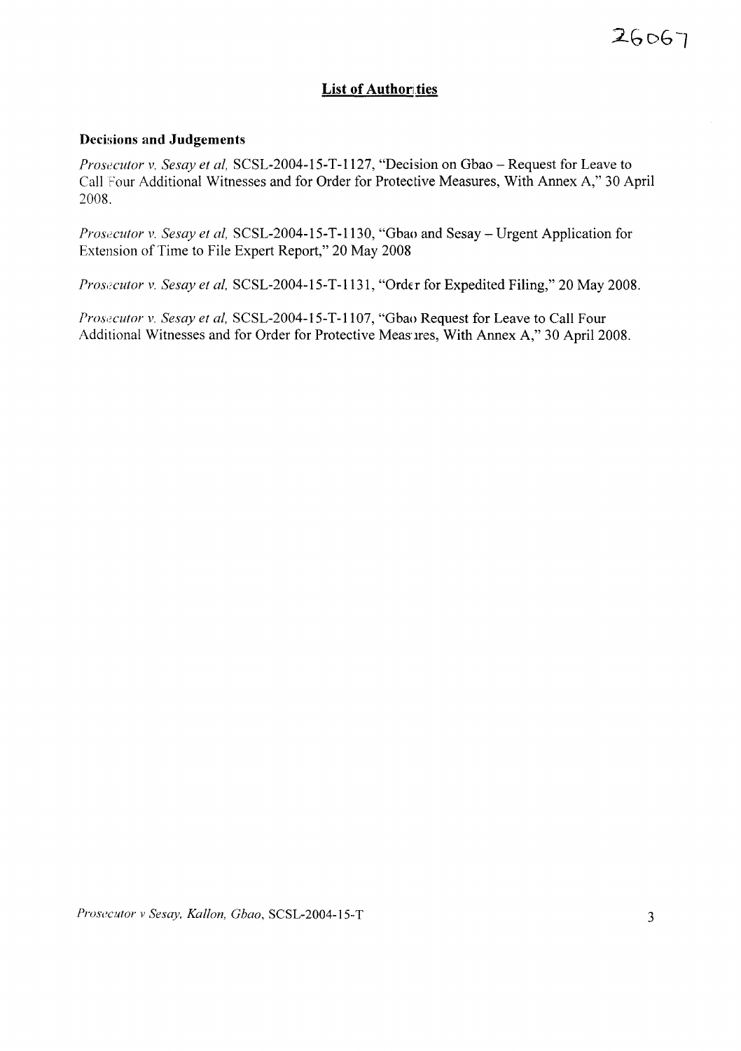26067

## List of Authorities

### Decisions and Judgements

*Prosecutor v. Sesay et al,* SCSL-2004-15-T-1127, "Decision on Gbao – Request for Leave to Call Four Additional Witnesses and for Order for Protective Measures, With Annex A," 30 April 2008.

*Prosecutor v. Sesay et al,* SCSL-2004-15-T-1130, "Gbao and Sesay – Urgent Application for Extension of Time to File Expert Report," 20 May 2008

*Prosecutor v. Sesay et al,* SCSL-2004-15-T-1131, "Order for Expedited Filing," 20 May 2008.

*Prosecutor v. Sesay et al,* SCSL-2004-15-T-1107, "Gbao Request for Leave to Call Four Additional Witnesses and for Order for Protective Measures, With Annex A," 30 April 2008.